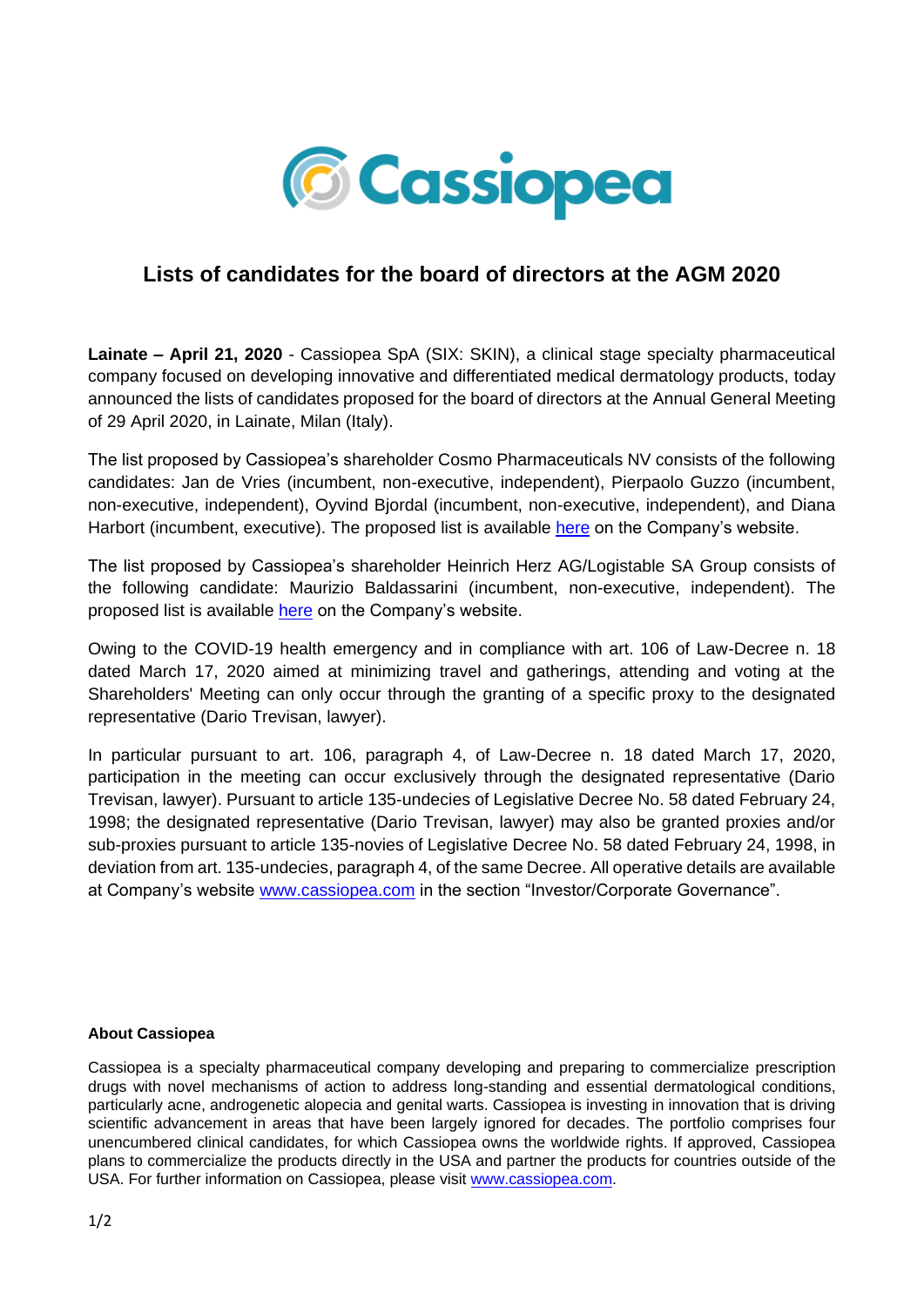# Lists of candidates for the board of directors at the AGM 2020

**Lainate – April 21, 2020** - Cassiopea SpA (SIX: SKIN), a clinical stage specialty pharmaceutical company focused on developing innovative and differentiated medical dermatology products, today announced the lists of candidates proposed for the board of directors at the Annual General Meeting of 29 April 2020, in Lainate, Milan (Italy).

The list proposed by Cassiopea's shareholder Cosmo Pharmaceuticals NV consists of the following candidates: Jan de Vries (incumbent, non-executive, independent), Pierpaolo Guzzo (incumbent, non-executive, independent), Oyvind Bjordal (incumbent, non-executive, independent), and Diana Harbort (incumbent, executive). The proposed list is available here on the Company's website.

The list proposed by Cassiopea's shareholder Heinrich Herz AG/Logistable SA Group consists of the following candidate: Maurizio Baldassarini (incumbent, non-executive, independent). The proposed list is available here on the Company's website.

Owing to the COVID-19 health emergency and in compliance with art. 106 of Law-Decree n. 18 dated March 17, 2020 aimed at minimizing travel and gatherings, attending and voting at the Shareholders' Meeting can only occur through the granting of a specific proxy to the designated representative (Dario Trevisan, lawyer).

In particular pursuant to art. 106, paragraph 4, of Law-Decree n. 18 dated March 17, 2020, participation in the meeting can occur exclusively through the designated representative (Dario Trevisan, lawyer). Pursuant to article 135-undecies of Legislative Decree No. 58 dated February 24, 1998; the designated representative (Dario Trevisan, lawyer) may also be granted proxies and/or sub-proxies pursuant to article 135-novies of Legislative Decree No. 58 dated February 24, 1998, in deviation from art. 135-undecies, paragraph 4, of the same Decree. All operative details are available at Company's website www.cassiopea.com in the section "Investor/Corporate Governance".

**About Cassiopea**

Cassiopea is a specialty pharmaceutical company developing and preparing to commercialize prescription drugs with novel mechanisms of action to address long-standing and essential dermatological conditions, particularly acne, androgenetic alopecia and genital warts. Cassiopea is investing in innovation that is driving scientific advancement in areas that have been largely ignored for decades. The portfolio comprises four unencumbered clinical candidates, for which Cassiopea owns the worldwide rights. If approved, Cassiopea plans to commercialize the products directly in the USA and partner the products for countries outside of the USA. For further information on Cassiopea, please visit www.cassiopea.com.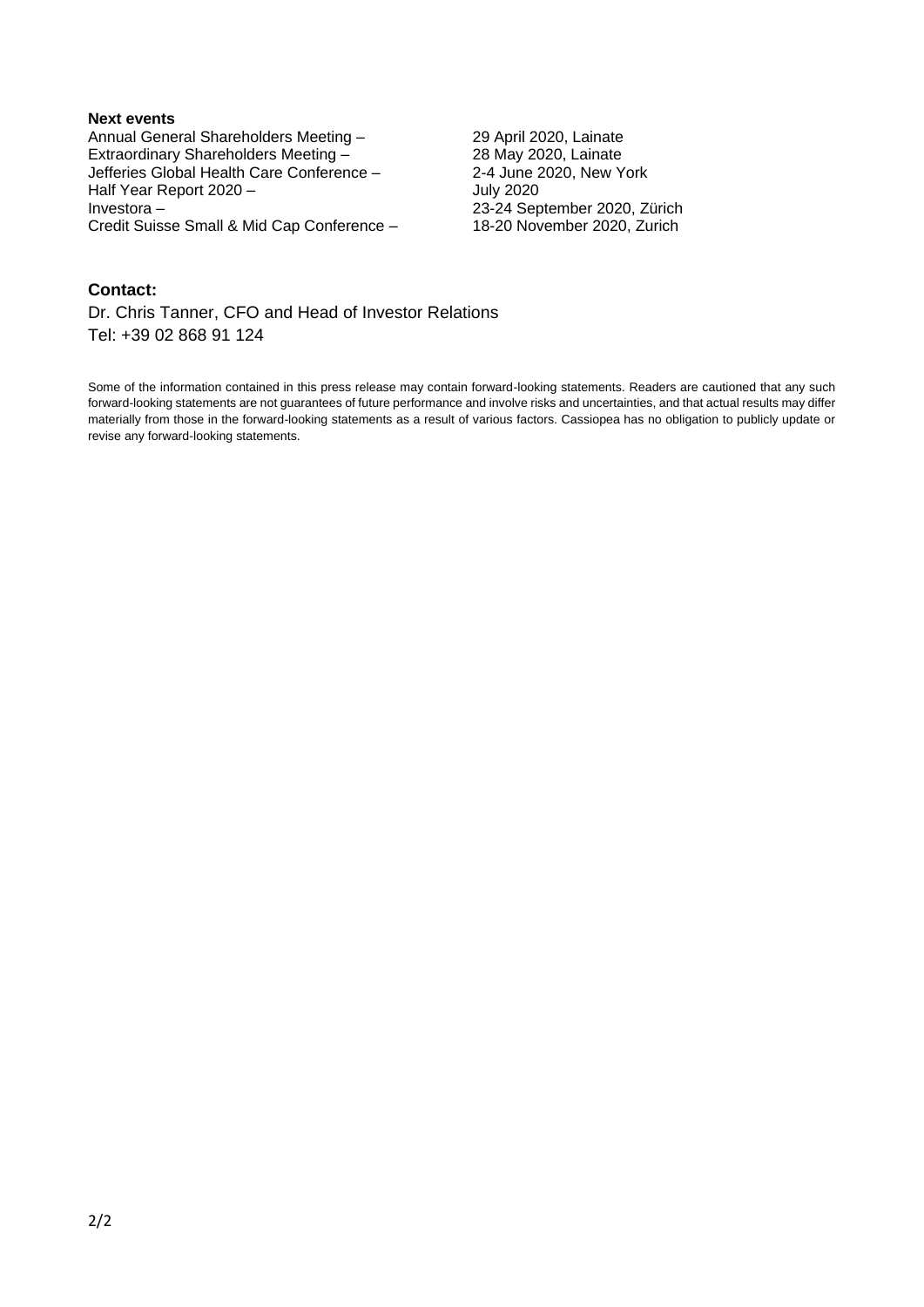**Next events**

| | |
|---|---|
| Annual General Shareholders Meeting – | 29 April 2020, Lainate |
| Extraordinary Shareholders Meeting – | 28 May 2020, Lainate |
| Jefferies Global Health Care Conference – | 2-4 June 2020, New York |
| Half Year Report 2020 – | July 2020 |
| Investora – | 23-24 September 2020, Zürich |
| Credit Suisse Small & Mid Cap Conference – | 18-20 November 2020, Zurich |

**Contact:**

Dr. Chris Tanner, CFO and Head of Investor Relations
Tel: +39 02 868 91 124

Some of the information contained in this press release may contain forward-looking statements. Readers are cautioned that any such forward-looking statements are not guarantees of future performance and involve risks and uncertainties, and that actual results may differ materially from those in the forward-looking statements as a result of various factors. Cassiopea has no obligation to publicly update or revise any forward-looking statements.